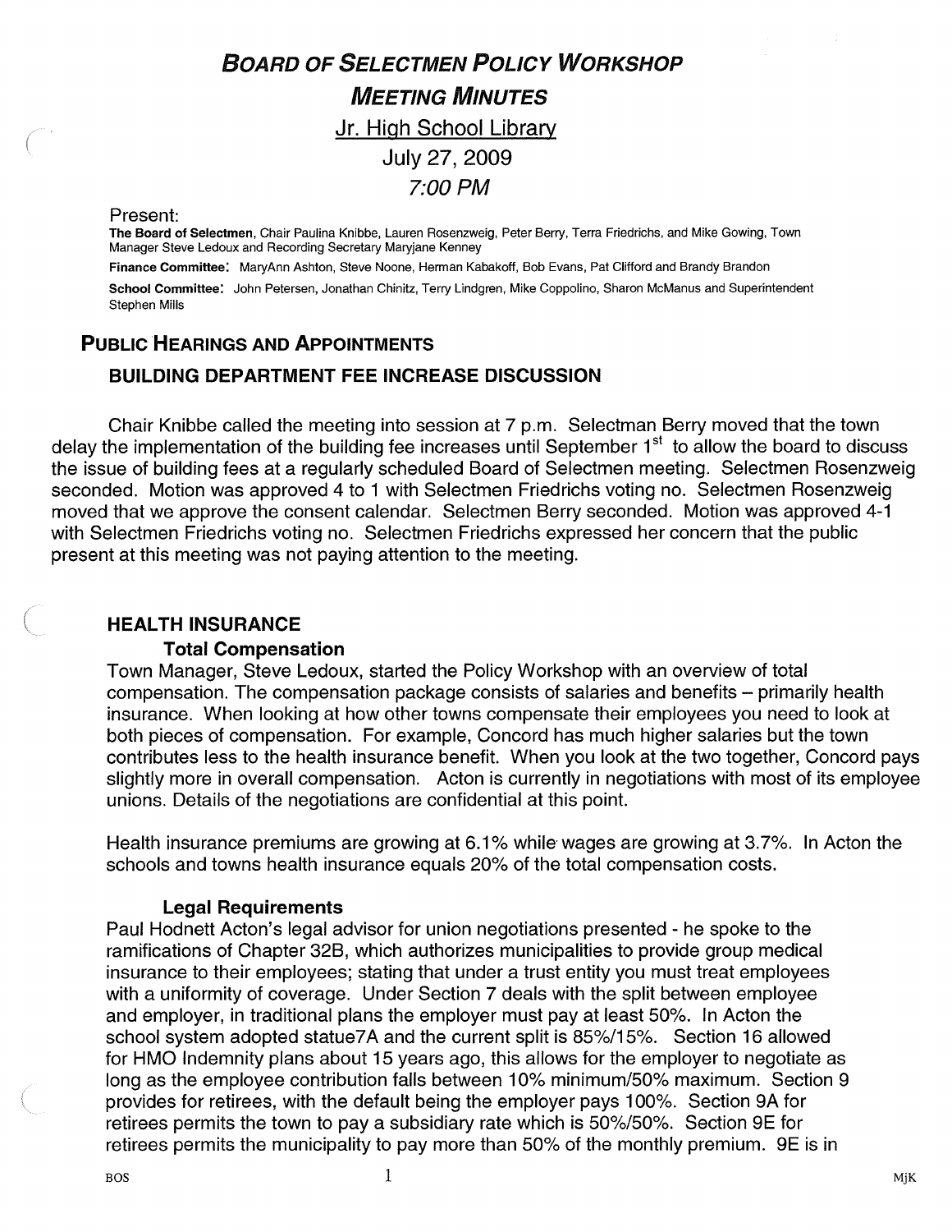# *BOARD OF SELECTMEN POLICY WORKSHOP*

# *MEETING MINUTES*

Jr. High School Library

July 27, 2009

*7:00 PM*

Present:

**The Board of Selectmen**, Chair Paulina Knibbe, Lauren Rosenzweig, Peter Berry, Terra Friedrichs, and Mike Gowing, Town Manager Steve Ledoux and Recording Secretary Maryjane Kenney

**Finance Committee**: MaryAnn Ashton, Steve Noone, Herman Kabakoff, Bob Evans, Pat Clifford and Brandy Brandon

**School Committee**: John Petersen, Jonathan Chinitz, Terry Lindgren, Mike Coppolino, Sharon McManus and Superintendent Stephen Mills

## PUBLIC HEARINGS AND APPOINTMENTS

### BUILDING DEPARTMENT FEE INCREASE DISCUSSION

Chair Knibbe called the meeting into session at 7 p.m. Selectman Berry moved that the town delay the implementation of the building fee increases until September 1st to allow the board to discuss the issue of building fees at a regularly scheduled Board of Selectmen meeting. Selectmen Rosenzweig seconded. Motion was approved 4 to 1 with Selectmen Friedrichs voting no. Selectmen Rosenzweig moved that we approve the consent calendar. Selectmen Berry seconded. Motion was approved 4-1 with Selectmen Friedrichs voting no. Selectmen Friedrichs expressed her concern that the public present at this meeting was not paying attention to the meeting.

### HEALTH INSURANCE

#### Total Compensation

Town Manager, Steve Ledoux, started the Policy Workshop with an overview of total compensation. The compensation package consists of salaries and benefits – primarily health insurance. When looking at how other towns compensate their employees you need to look at both pieces of compensation. For example, Concord has much higher salaries but the town contributes less to the health insurance benefit. When you look at the two together, Concord pays slightly more in overall compensation. Acton is currently in negotiations with most of its employee unions. Details of the negotiations are confidential at this point.

Health insurance premiums are growing at 6.1% while wages are growing at 3.7%. In Acton the schools and towns health insurance equals 20% of the total compensation costs.

#### Legal Requirements

Paul Hodnett Acton's legal advisor for union negotiations presented - he spoke to the ramifications of Chapter 32B, which authorizes municipalities to provide group medical insurance to their employees; stating that under a trust entity you must treat employees with a uniformity of coverage. Under Section 7 deals with the split between employee and employer, in traditional plans the employer must pay at least 50%. In Acton the school system adopted statue7A and the current split is 85%/15%. Section 16 allowed for HMO Indemnity plans about 15 years ago, this allows for the employer to negotiate as long as the employee contribution falls between 10% minimum/50% maximum. Section 9 provides for retirees, with the default being the employer pays 100%. Section 9A for retirees permits the town to pay a subsidiary rate which is 50%/50%. Section 9E for retirees permits the municipality to pay more than 50% of the monthly premium. 9E is in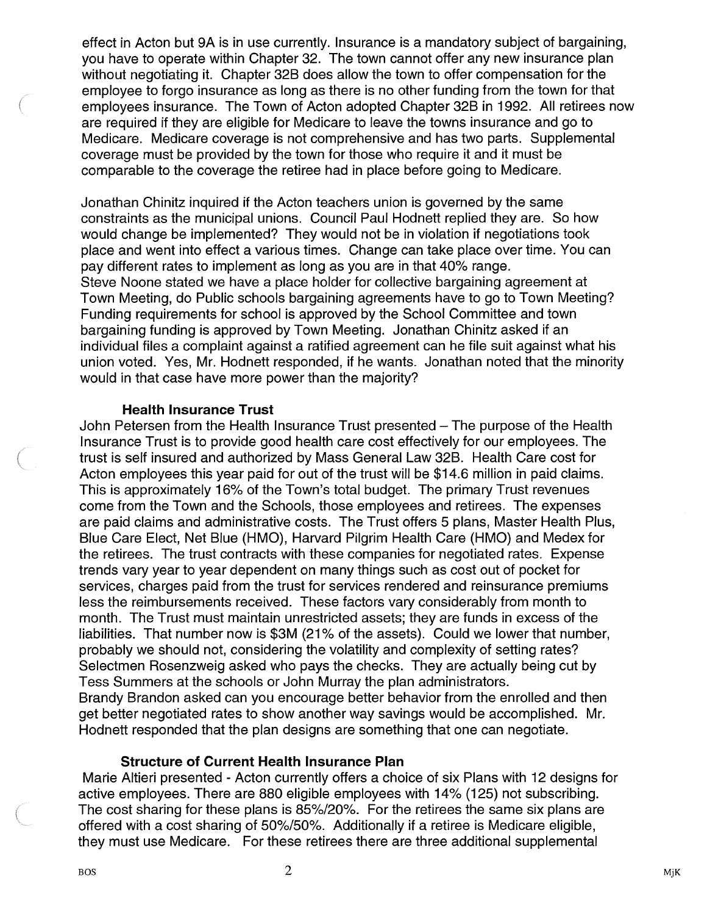effect in Acton but 9A is in use currently. Insurance is a mandatory subject of bargaining, you have to operate within Chapter 32. The town cannot offer any new insurance plan without negotiating it. Chapter 32B does allow the town to offer compensation for the employee to forgo insurance as long as there is no other funding from the town for that employees insurance. The Town of Acton adopted Chapter 32B in 1992. All retirees now are required if they are eligible for Medicare to leave the towns insurance and go to Medicare. Medicare coverage is not comprehensive and has two parts. Supplemental coverage must be provided by the town for those who require it and it must be comparable to the coverage the retiree had in place before going to Medicare.

Jonathan Chinitz inquired if the Acton teachers union is governed by the same constraints as the municipal unions. Council Paul Hodnett replied they are. So how would change be implemented? They would not be in violation if negotiations took place and went into effect a various times. Change can take place over time. You can pay different rates to implement as long as you are in that 40% range.
Steve Noone stated we have a place holder for collective bargaining agreement at Town Meeting, do Public schools bargaining agreements have to go to Town Meeting? Funding requirements for school is approved by the School Committee and town bargaining funding is approved by Town Meeting. Jonathan Chinitz asked if an individual files a complaint against a ratified agreement can he file suit against what his union voted. Yes, Mr. Hodnett responded, if he wants. Jonathan noted that the minority would in that case have more power than the majority?

**Health Insurance Trust**

John Petersen from the Health Insurance Trust presented – The purpose of the Health Insurance Trust is to provide good health care cost effectively for our employees. The trust is self insured and authorized by Mass General Law 32B. Health Care cost for Acton employees this year paid for out of the trust will be $14.6 million in paid claims. This is approximately 16% of the Town's total budget. The primary Trust revenues come from the Town and the Schools, those employees and retirees. The expenses are paid claims and administrative costs. The Trust offers 5 plans, Master Health Plus, Blue Care Elect, Net Blue (HMO), Harvard Pilgrim Health Care (HMO) and Medex for the retirees. The trust contracts with these companies for negotiated rates. Expense trends vary year to year dependent on many things such as cost out of pocket for services, charges paid from the trust for services rendered and reinsurance premiums less the reimbursements received. These factors vary considerably from month to month. The Trust must maintain unrestricted assets; they are funds in excess of the liabilities. That number now is $3M (21% of the assets). Could we lower that number, probably we should not, considering the volatility and complexity of setting rates?
Selectmen Rosenzweig asked who pays the checks. They are actually being cut by Tess Summers at the schools or John Murray the plan administrators.
Brandy Brandon asked can you encourage better behavior from the enrolled and then get better negotiated rates to show another way savings would be accomplished. Mr. Hodnett responded that the plan designs are something that one can negotiate.

**Structure of Current Health Insurance Plan**

Marie Altieri presented - Acton currently offers a choice of six Plans with 12 designs for active employees. There are 880 eligible employees with 14% (125) not subscribing. The cost sharing for these plans is 85%/20%. For the retirees the same six plans are offered with a cost sharing of 50%/50%. Additionally if a retiree is Medicare eligible, they must use Medicare. For these retirees there are three additional supplemental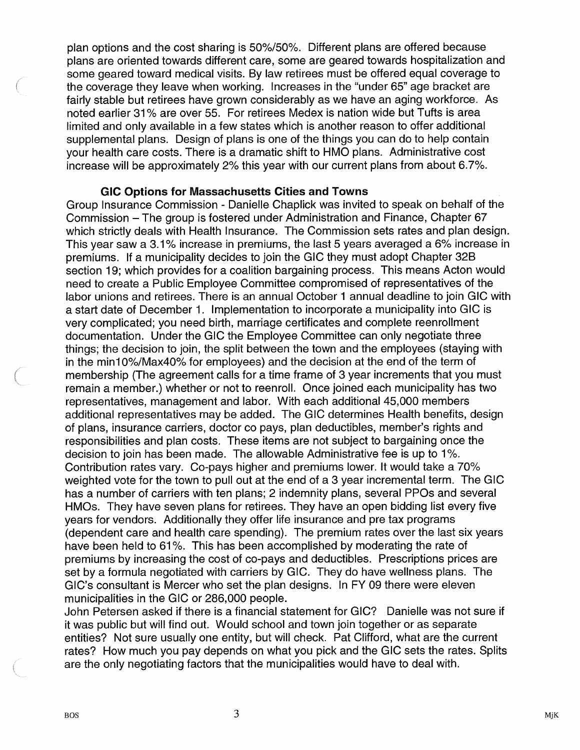plan options and the cost sharing is 50%/50%. Different plans are offered because plans are oriented towards different care, some are geared towards hospitalization and some geared toward medical visits. By law retirees must be offered equal coverage to the coverage they leave when working. Increases in the "under 65" age bracket are fairly stable but retirees have grown considerably as we have an aging workforce. As noted earlier 31% are over 55. For retirees Medex is nation wide but Tufts is area limited and only available in a few states which is another reason to offer additional supplemental plans. Design of plans is one of the things you can do to help contain your health care costs. There is a dramatic shift to HMO plans. Administrative cost increase will be approximately 2% this year with our current plans from about 6.7%.

**GIC Options for Massachusetts Cities and Towns**

Group Insurance Commission - Danielle Chaplick was invited to speak on behalf of the Commission – The group is fostered under Administration and Finance, Chapter 67 which strictly deals with Health Insurance. The Commission sets rates and plan design. This year saw a 3.1% increase in premiums, the last 5 years averaged a 6% increase in premiums. If a municipality decides to join the GIC they must adopt Chapter 32B section 19; which provides for a coalition bargaining process. This means Acton would need to create a Public Employee Committee compromised of representatives of the labor unions and retirees. There is an annual October 1 annual deadline to join GIC with a start date of December 1. Implementation to incorporate a municipality into GIC is very complicated; you need birth, marriage certificates and complete reenrollment documentation. Under the GIC the Employee Committee can only negotiate three things; the decision to join, the split between the town and the employees (staying with in the min10%/Max40% for employees) and the decision at the end of the term of membership (The agreement calls for a time frame of 3 year increments that you must remain a member.) whether or not to reenroll. Once joined each municipality has two representatives, management and labor. With each additional 45,000 members additional representatives may be added. The GIC determines Health benefits, design of plans, insurance carriers, doctor co pays, plan deductibles, member's rights and responsibilities and plan costs. These items are not subject to bargaining once the decision to join has been made. The allowable Administrative fee is up to 1%. Contribution rates vary. Co-pays higher and premiums lower. It would take a 70% weighted vote for the town to pull out at the end of a 3 year incremental term. The GIC has a number of carriers with ten plans; 2 indemnity plans, several PPOs and several HMOs. They have seven plans for retirees. They have an open bidding list every five years for vendors. Additionally they offer life insurance and pre tax programs (dependent care and health care spending). The premium rates over the last six years have been held to 61%. This has been accomplished by moderating the rate of premiums by increasing the cost of co-pays and deductibles. Prescriptions prices are set by a formula negotiated with carriers by GIC. They do have wellness plans. The GIC's consultant is Mercer who set the plan designs. In FY 09 there were eleven municipalities in the GIC or 286,000 people.

John Petersen asked if there is a financial statement for GIC? Danielle was not sure if it was public but will find out. Would school and town join together or as separate entities? Not sure usually one entity, but will check. Pat Clifford, what are the current rates? How much you pay depends on what you pick and the GIC sets the rates. Splits are the only negotiating factors that the municipalities would have to deal with.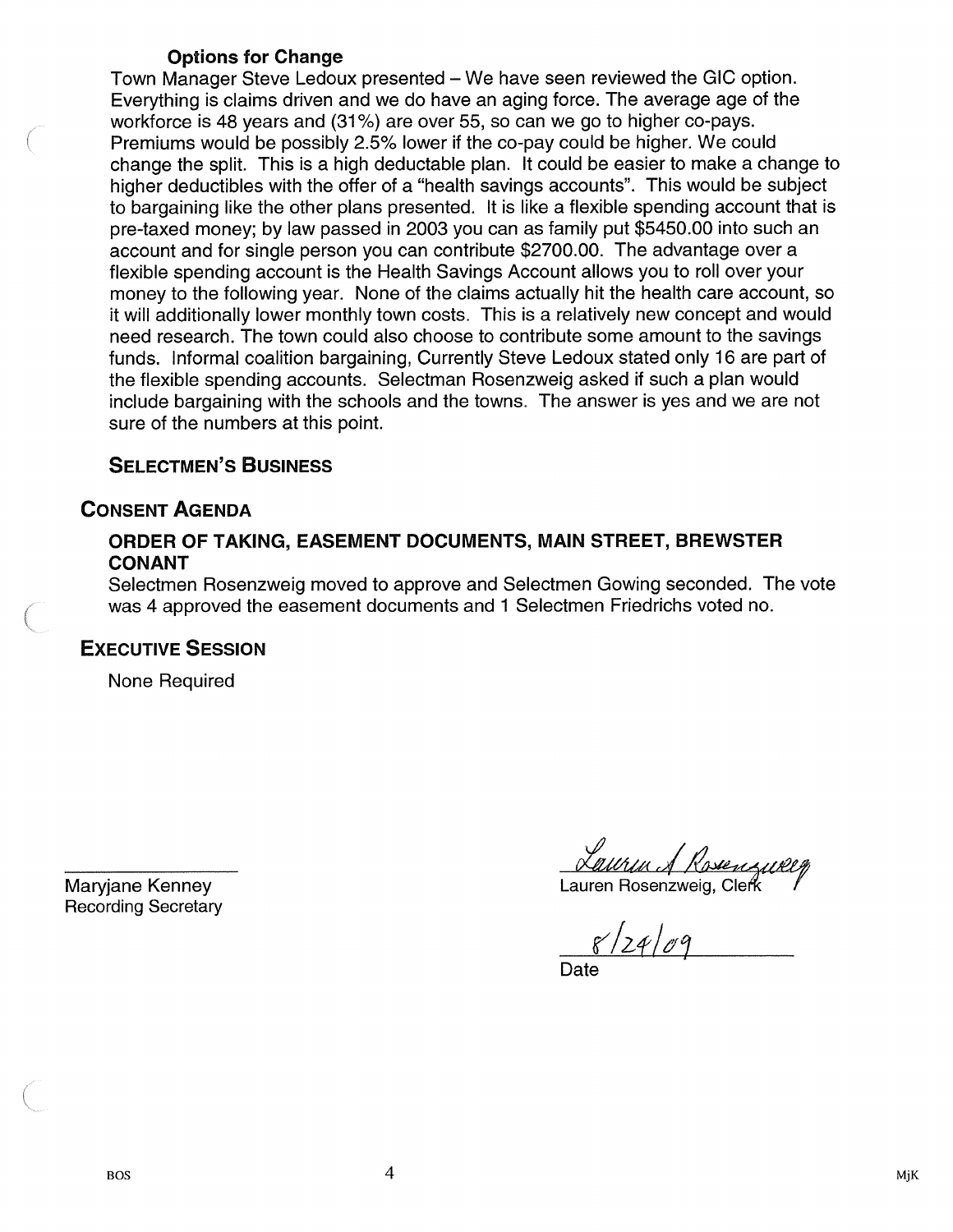### **Options for Change**

Town Manager Steve Ledoux presented – We have seen reviewed the GIC option. Everything is claims driven and we do have an aging force. The average age of the workforce is 48 years and (31%) are over 55, so can we go to higher co-pays. Premiums would be possibly 2.5% lower if the co-pay could be higher. We could change the split. This is a high deductable plan. It could be easier to make a change to higher deductibles with the offer of a "health savings accounts". This would be subject to bargaining like the other plans presented. It is like a flexible spending account that is pre-taxed money; by law passed in 2003 you can as family put $5450.00 into such an account and for single person you can contribute $2700.00. The advantage over a flexible spending account is the Health Savings Account allows you to roll over your money to the following year. None of the claims actually hit the health care account, so it will additionally lower monthly town costs. This is a relatively new concept and would need research. The town could also choose to contribute some amount to the savings funds. Informal coalition bargaining, Currently Steve Ledoux stated only 16 are part of the flexible spending accounts. Selectman Rosenzweig asked if such a plan would include bargaining with the schools and the towns. The answer is yes and we are not sure of the numbers at this point.

### **SELECTMEN'S BUSINESS**

## **CONSENT AGENDA**

### **ORDER OF TAKING, EASEMENT DOCUMENTS, MAIN STREET, BREWSTER CONANT**

Selectmen Rosenzweig moved to approve and Selectmen Gowing seconded. The vote was 4 approved the easement documents and 1 Selectmen Friedrichs voted no.

## **EXECUTIVE SESSION**

None Required

_______________
Maryjane Kenney
Recording Secretary

*Lauren A Rosenzweig*
Lauren Rosenzweig, Clerk

8/24/09
Date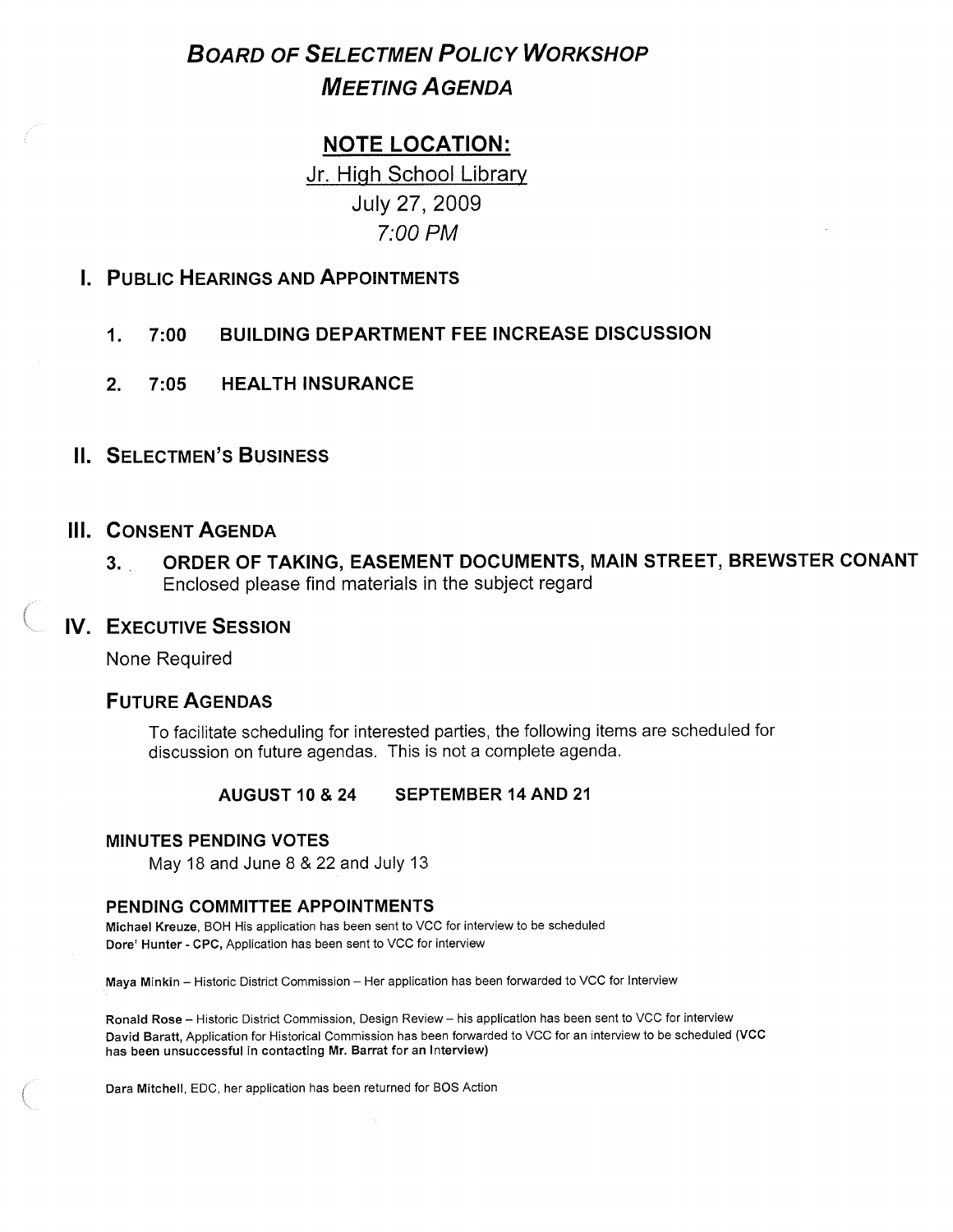# BOARD OF SELECTMEN POLICY WORKSHOP
# MEETING AGENDA

## NOTE LOCATION:

Jr. High School Library
July 27, 2009
*7:00 PM*

## I. PUBLIC HEARINGS AND APPOINTMENTS

1. **7:00 BUILDING DEPARTMENT FEE INCREASE DISCUSSION**

2. **7:05 HEALTH INSURANCE**

## II. SELECTMEN'S BUSINESS

## III. CONSENT AGENDA

3. **ORDER OF TAKING, EASEMENT DOCUMENTS, MAIN STREET, BREWSTER CONANT**
   Enclosed please find materials in the subject regard

## IV. EXECUTIVE SESSION

None Required

## FUTURE AGENDAS

To facilitate scheduling for interested parties, the following items are scheduled for discussion on future agendas. This is not a complete agenda.

**AUGUST 10 & 24 SEPTEMBER 14 AND 21**

### MINUTES PENDING VOTES

May 18 and June 8 & 22 and July 13

### PENDING COMMITTEE APPOINTMENTS

**Michael Kreuze**, BOH His application has been sent to VCC for interview to be scheduled
**Dore' Hunter - CPC,** Application has been sent to VCC for interview

**Maya Minkin** – Historic District Commission – Her application has been forwarded to VCC for Interview

**Ronald Rose** – Historic District Commission, Design Review – his application has been sent to VCC for interview
**David Baratt**, Application for Historical Commission has been forwarded to VCC for an interview to be scheduled (**VCC has been unsuccessful in contacting Mr. Barrat for an Interview)**

**Dara Mitchell**, EDC, her application has been returned for BOS Action